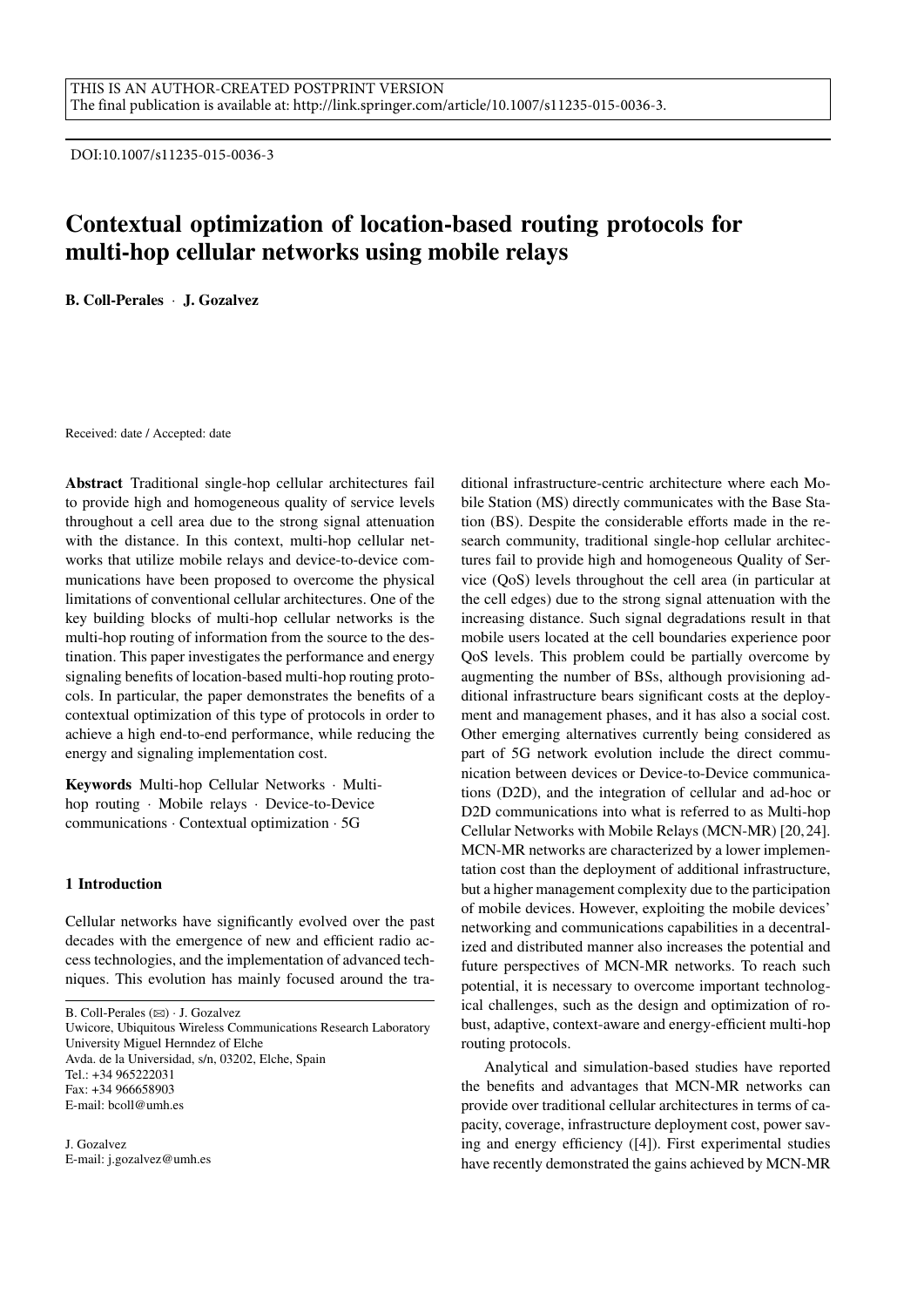THIS IS AN AUTHOR-CREATED POSTPRINT VERSION
The final publication is available at: http://link.springer.com/article/10.1007/s11235-015-0036-3.

DOI:10.1007/s11235-015-0036-3

# Contextual optimization of location-based routing protocols for multi-hop cellular networks using mobile relays

**B. Coll-Perales** · **J. Gozalvez**

Received: date / Accepted: date

**Abstract** Traditional single-hop cellular architectures fail to provide high and homogeneous quality of service levels throughout a cell area due to the strong signal attenuation with the distance. In this context, multi-hop cellular networks that utilize mobile relays and device-to-device communications have been proposed to overcome the physical limitations of conventional cellular architectures. One of the key building blocks of multi-hop cellular networks is the multi-hop routing of information from the source to the destination. This paper investigates the performance and energy signaling benefits of location-based multi-hop routing protocols. In particular, the paper demonstrates the benefits of a contextual optimization of this type of protocols in order to achieve a high end-to-end performance, while reducing the energy and signaling implementation cost.

**Keywords** Multi-hop Cellular Networks · Multi-hop routing · Mobile relays · Device-to-Device communications · Contextual optimization · 5G

## 1 Introduction

Cellular networks have significantly evolved over the past decades with the emergence of new and efficient radio access technologies, and the implementation of advanced techniques. This evolution has mainly focused around the traditional infrastructure-centric architecture where each Mobile Station (MS) directly communicates with the Base Station (BS). Despite the considerable efforts made in the research community, traditional single-hop cellular architectures fail to provide high and homogeneous Quality of Service (QoS) levels throughout the cell area (in particular at the cell edges) due to the strong signal attenuation with the increasing distance. Such signal degradations result in that mobile users located at the cell boundaries experience poor QoS levels. This problem could be partially overcome by augmenting the number of BSs, although provisioning additional infrastructure bears significant costs at the deployment and management phases, and it has also a social cost. Other emerging alternatives currently being considered as part of 5G network evolution include the direct communication between devices or Device-to-Device communications (D2D), and the integration of cellular and ad-hoc or D2D communications into what is referred to as Multi-hop Cellular Networks with Mobile Relays (MCN-MR) [20,24]. MCN-MR networks are characterized by a lower implementation cost than the deployment of additional infrastructure, but a higher management complexity due to the participation of mobile devices. However, exploiting the mobile devices' networking and communications capabilities in a decentralized and distributed manner also increases the potential and future perspectives of MCN-MR networks. To reach such potential, it is necessary to overcome important technological challenges, such as the design and optimization of robust, adaptive, context-aware and energy-efficient multi-hop routing protocols.

Analytical and simulation-based studies have reported the benefits and advantages that MCN-MR networks can provide over traditional cellular architectures in terms of capacity, coverage, infrastructure deployment cost, power saving and energy efficiency ([4]). First experimental studies have recently demonstrated the gains achieved by MCN-MR

---

B. Coll-Perales (✉) · J. Gozalvez
Uwicore, Ubiquitous Wireless Communications Research Laboratory
University Miguel Hernndez of Elche
Avda. de la Universidad, s/n, 03202, Elche, Spain
Tel.: +34 965222031
Fax: +34 966658903
E-mail: bcoll@umh.es

J. Gozalvez
E-mail: j.gozalvez@umh.es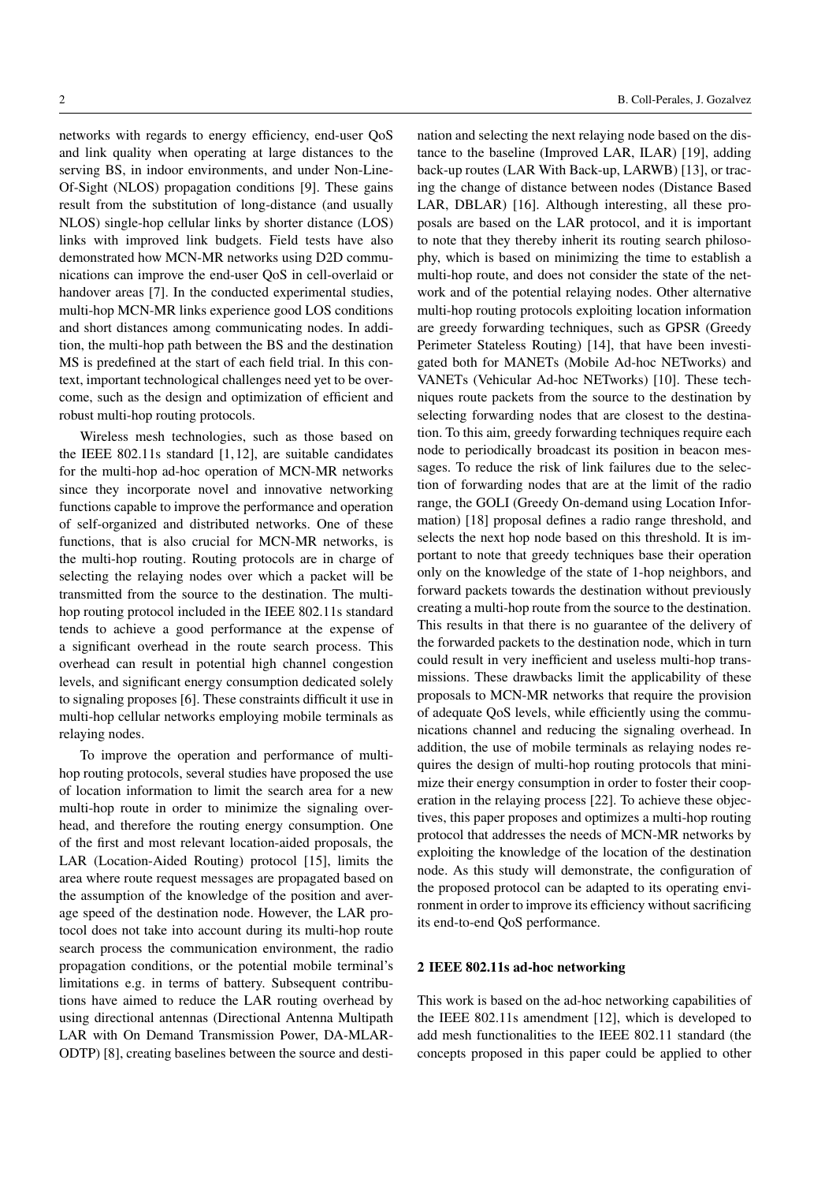networks with regards to energy efficiency, end-user QoS and link quality when operating at large distances to the serving BS, in indoor environments, and under Non-Line-Of-Sight (NLOS) propagation conditions [9]. These gains result from the substitution of long-distance (and usually NLOS) single-hop cellular links by shorter distance (LOS) links with improved link budgets. Field tests have also demonstrated how MCN-MR networks using D2D communications can improve the end-user QoS in cell-overlaid or handover areas [7]. In the conducted experimental studies, multi-hop MCN-MR links experience good LOS conditions and short distances among communicating nodes. In addition, the multi-hop path between the BS and the destination MS is predefined at the start of each field trial. In this context, important technological challenges need yet to be overcome, such as the design and optimization of efficient and robust multi-hop routing protocols.

Wireless mesh technologies, such as those based on the IEEE 802.11s standard [1, 12], are suitable candidates for the multi-hop ad-hoc operation of MCN-MR networks since they incorporate novel and innovative networking functions capable to improve the performance and operation of self-organized and distributed networks. One of these functions, that is also crucial for MCN-MR networks, is the multi-hop routing. Routing protocols are in charge of selecting the relaying nodes over which a packet will be transmitted from the source to the destination. The multi-hop routing protocol included in the IEEE 802.11s standard tends to achieve a good performance at the expense of a significant overhead in the route search process. This overhead can result in potential high channel congestion levels, and significant energy consumption dedicated solely to signaling proposes [6]. These constraints difficult it use in multi-hop cellular networks employing mobile terminals as relaying nodes.

To improve the operation and performance of multi-hop routing protocols, several studies have proposed the use of location information to limit the search area for a new multi-hop route in order to minimize the signaling overhead, and therefore the routing energy consumption. One of the first and most relevant location-aided proposals, the LAR (Location-Aided Routing) protocol [15], limits the area where route request messages are propagated based on the assumption of the knowledge of the position and average speed of the destination node. However, the LAR protocol does not take into account during its multi-hop route search process the communication environment, the radio propagation conditions, or the potential mobile terminal's limitations e.g. in terms of battery. Subsequent contributions have aimed to reduce the LAR routing overhead by using directional antennas (Directional Antenna Multipath LAR with On Demand Transmission Power, DA-MLAR-ODTP) [8], creating baselines between the source and destination and selecting the next relaying node based on the distance to the baseline (Improved LAR, ILAR) [19], adding back-up routes (LAR With Back-up, LARWB) [13], or tracing the change of distance between nodes (Distance Based LAR, DBLAR) [16]. Although interesting, all these proposals are based on the LAR protocol, and it is important to note that they thereby inherit its routing search philosophy, which is based on minimizing the time to establish a multi-hop route, and does not consider the state of the network and of the potential relaying nodes. Other alternative multi-hop routing protocols exploiting location information are greedy forwarding techniques, such as GPSR (Greedy Perimeter Stateless Routing) [14], that have been investigated both for MANETs (Mobile Ad-hoc NETworks) and VANETs (Vehicular Ad-hoc NETworks) [10]. These techniques route packets from the source to the destination by selecting forwarding nodes that are closest to the destination. To this aim, greedy forwarding techniques require each node to periodically broadcast its position in beacon messages. To reduce the risk of link failures due to the selection of forwarding nodes that are at the limit of the radio range, the GOLI (Greedy On-demand using Location Information) [18] proposal defines a radio range threshold, and selects the next hop node based on this threshold. It is important to note that greedy techniques base their operation only on the knowledge of the state of 1-hop neighbors, and forward packets towards the destination without previously creating a multi-hop route from the source to the destination. This results in that there is no guarantee of the delivery of the forwarded packets to the destination node, which in turn could result in very inefficient and useless multi-hop transmissions. These drawbacks limit the applicability of these proposals to MCN-MR networks that require the provision of adequate QoS levels, while efficiently using the communications channel and reducing the signaling overhead. In addition, the use of mobile terminals as relaying nodes requires the design of multi-hop routing protocols that minimize their energy consumption in order to foster their cooperation in the relaying process [22]. To achieve these objectives, this paper proposes and optimizes a multi-hop routing protocol that addresses the needs of MCN-MR networks by exploiting the knowledge of the location of the destination node. As this study will demonstrate, the configuration of the proposed protocol can be adapted to its operating environment in order to improve its efficiency without sacrificing its end-to-end QoS performance.

## 2 IEEE 802.11s ad-hoc networking

This work is based on the ad-hoc networking capabilities of the IEEE 802.11s amendment [12], which is developed to add mesh functionalities to the IEEE 802.11 standard (the concepts proposed in this paper could be applied to other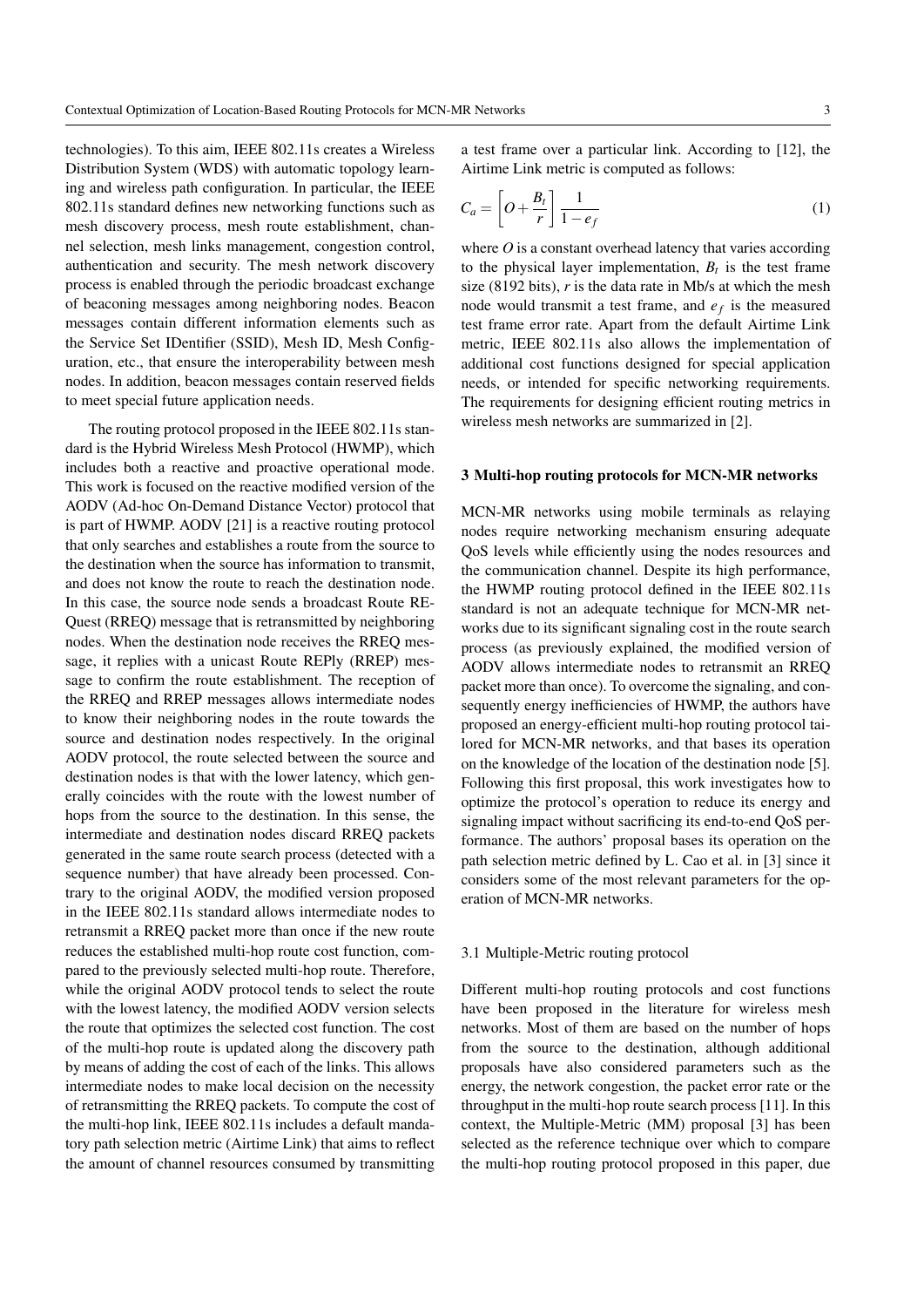technologies). To this aim, IEEE 802.11s creates a Wireless Distribution System (WDS) with automatic topology learning and wireless path configuration. In particular, the IEEE 802.11s standard defines new networking functions such as mesh discovery process, mesh route establishment, channel selection, mesh links management, congestion control, authentication and security. The mesh network discovery process is enabled through the periodic broadcast exchange of beaconing messages among neighboring nodes. Beacon messages contain different information elements such as the Service Set IDentifier (SSID), Mesh ID, Mesh Configuration, etc., that ensure the interoperability between mesh nodes. In addition, beacon messages contain reserved fields to meet special future application needs.

The routing protocol proposed in the IEEE 802.11s standard is the Hybrid Wireless Mesh Protocol (HWMP), which includes both a reactive and proactive operational mode. This work is focused on the reactive modified version of the AODV (Ad-hoc On-Demand Distance Vector) protocol that is part of HWMP. AODV [21] is a reactive routing protocol that only searches and establishes a route from the source to the destination when the source has information to transmit, and does not know the route to reach the destination node. In this case, the source node sends a broadcast Route REQuest (RREQ) message that is retransmitted by neighboring nodes. When the destination node receives the RREQ message, it replies with a unicast Route REPly (RREP) message to confirm the route establishment. The reception of the RREQ and RREP messages allows intermediate nodes to know their neighboring nodes in the route towards the source and destination nodes respectively. In the original AODV protocol, the route selected between the source and destination nodes is that with the lower latency, which generally coincides with the route with the lowest number of hops from the source to the destination. In this sense, the intermediate and destination nodes discard RREQ packets generated in the same route search process (detected with a sequence number) that have already been processed. Contrary to the original AODV, the modified version proposed in the IEEE 802.11s standard allows intermediate nodes to retransmit a RREQ packet more than once if the new route reduces the established multi-hop route cost function, compared to the previously selected multi-hop route. Therefore, while the original AODV protocol tends to select the route with the lowest latency, the modified AODV version selects the route that optimizes the selected cost function. The cost of the multi-hop route is updated along the discovery path by means of adding the cost of each of the links. This allows intermediate nodes to make local decision on the necessity of retransmitting the RREQ packets. To compute the cost of the multi-hop link, IEEE 802.11s includes a default mandatory path selection metric (Airtime Link) that aims to reflect the amount of channel resources consumed by transmitting a test frame over a particular link. According to [12], the Airtime Link metric is computed as follows:

$$C_a = \left[ O + \frac{B_t}{r} \right] \frac{1}{1 - e_f} \tag{1}$$

where $O$ is a constant overhead latency that varies according to the physical layer implementation, $B_t$ is the test frame size (8192 bits), $r$ is the data rate in Mb/s at which the mesh node would transmit a test frame, and $e_f$ is the measured test frame error rate. Apart from the default Airtime Link metric, IEEE 802.11s also allows the implementation of additional cost functions designed for special application needs, or intended for specific networking requirements. The requirements for designing efficient routing metrics in wireless mesh networks are summarized in [2].

## 3 Multi-hop routing protocols for MCN-MR networks

MCN-MR networks using mobile terminals as relaying nodes require networking mechanism ensuring adequate QoS levels while efficiently using the nodes resources and the communication channel. Despite its high performance, the HWMP routing protocol defined in the IEEE 802.11s standard is not an adequate technique for MCN-MR networks due to its significant signaling cost in the route search process (as previously explained, the modified version of AODV allows intermediate nodes to retransmit an RREQ packet more than once). To overcome the signaling, and consequently energy inefficiencies of HWMP, the authors have proposed an energy-efficient multi-hop routing protocol tailored for MCN-MR networks, and that bases its operation on the knowledge of the location of the destination node [5]. Following this first proposal, this work investigates how to optimize the protocol's operation to reduce its energy and signaling impact without sacrificing its end-to-end QoS performance. The authors' proposal bases its operation on the path selection metric defined by L. Cao et al. in [3] since it considers some of the most relevant parameters for the operation of MCN-MR networks.

### 3.1 Multiple-Metric routing protocol

Different multi-hop routing protocols and cost functions have been proposed in the literature for wireless mesh networks. Most of them are based on the number of hops from the source to the destination, although additional proposals have also considered parameters such as the energy, the network congestion, the packet error rate or the throughput in the multi-hop route search process [11]. In this context, the Multiple-Metric (MM) proposal [3] has been selected as the reference technique over which to compare the multi-hop routing protocol proposed in this paper, due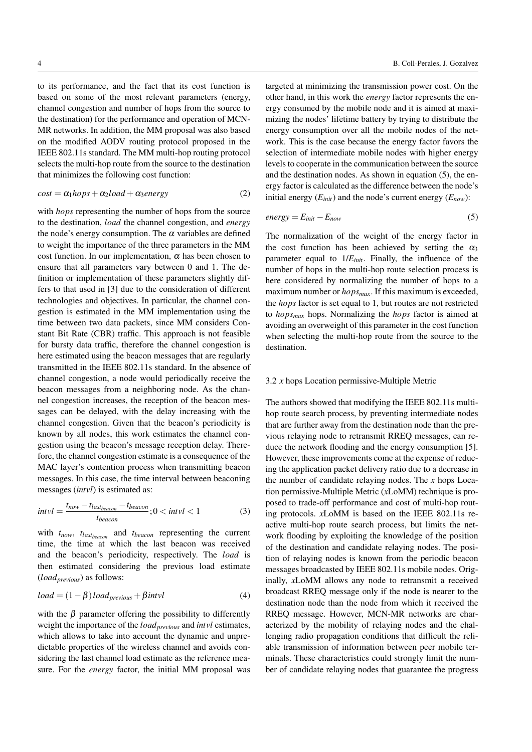to its performance, and the fact that its cost function is based on some of the most relevant parameters (energy, channel congestion and number of hops from the source to the destination) for the performance and operation of MCN-MR networks. In addition, the MM proposal was also based on the modified AODV routing protocol proposed in the IEEE 802.11s standard. The MM multi-hop routing protocol selects the multi-hop route from the source to the destination that minimizes the following cost function:

$$cost = \alpha_1 hops + \alpha_2 load + \alpha_3 energy \tag{2}$$

with *hops* representing the number of hops from the source to the destination, *load* the channel congestion, and *energy* the node's energy consumption. The $\alpha$ variables are defined to weight the importance of the three parameters in the MM cost function. In our implementation, $\alpha$ has been chosen to ensure that all parameters vary between 0 and 1. The definition or implementation of these parameters slightly differs to that used in [3] due to the consideration of different technologies and objectives. In particular, the channel congestion is estimated in the MM implementation using the time between two data packets, since MM considers Constant Bit Rate (CBR) traffic. This approach is not feasible for bursty data traffic, therefore the channel congestion is here estimated using the beacon messages that are regularly transmitted in the IEEE 802.11s standard. In the absence of channel congestion, a node would periodically receive the beacon messages from a neighboring node. As the channel congestion increases, the reception of the beacon messages can be delayed, with the delay increasing with the channel congestion. Given that the beacon's periodicity is known by all nodes, this work estimates the channel congestion using the beacon's message reception delay. Therefore, the channel congestion estimate is a consequence of the MAC layer's contention process when transmitting beacon messages. In this case, the time interval between beaconing messages (*intvl*) is estimated as:

$$intvl = \frac{t_{now} - t_{last_{beacon}} - t_{beacon}}{t_{beacon}}; 0 < intvl < 1 \tag{3}$$

with $t_{now}$, $t_{last_{beacon}}$ and $t_{beacon}$ representing the current time, the time at which the last beacon was received and the beacon's periodicity, respectively. The *load* is then estimated considering the previous load estimate ($load_{previous}$) as follows:

$$load = (1-\beta)\, load_{previous} + \beta intvl \tag{4}$$

with the $\beta$ parameter offering the possibility to differently weight the importance of the $load_{previous}$ and *intvl* estimates, which allows to take into account the dynamic and unpredictable properties of the wireless channel and avoids considering the last channel load estimate as the reference measure. For the *energy* factor, the initial MM proposal was targeted at minimizing the transmission power cost. On the other hand, in this work the *energy* factor represents the energy consumed by the mobile node and it is aimed at maximizing the nodes' lifetime battery by trying to distribute the energy consumption over all the mobile nodes of the network. This is the case because the energy factor favors the selection of intermediate mobile nodes with higher energy levels to cooperate in the communication between the source and the destination nodes. As shown in equation (5), the energy factor is calculated as the difference between the node's initial energy ($E_{init}$) and the node's current energy ($E_{now}$):

$$energy = E_{init} - E_{now} \tag{5}$$

The normalization of the weight of the energy factor in the cost function has been achieved by setting the $\alpha_3$ parameter equal to $1/E_{init}$. Finally, the influence of the number of hops in the multi-hop route selection process is here considered by normalizing the number of hops to a maximum number or $hops_{max}$. If this maximum is exceeded, the *hops* factor is set equal to 1, but routes are not restricted to $hops_{max}$ hops. Normalizing the *hops* factor is aimed at avoiding an overweight of this parameter in the cost function when selecting the multi-hop route from the source to the destination.

### 3.2 *x* hops Location permissive-Multiple Metric

The authors showed that modifying the IEEE 802.11s multi-hop route search process, by preventing intermediate nodes that are further away from the destination node than the previous relaying node to retransmit RREQ messages, can reduce the network flooding and the energy consumption [5]. However, these improvements come at the expense of reducing the application packet delivery ratio due to a decrease in the number of candidate relaying nodes. The *x* hops Location permissive-Multiple Metric (*x*LoMM) technique is proposed to trade-off performance and cost of multi-hop routing protocols. *x*LoMM is based on the IEEE 802.11s reactive multi-hop route search process, but limits the network flooding by exploiting the knowledge of the position of the destination and candidate relaying nodes. The position of relaying nodes is known from the periodic beacon messages broadcasted by IEEE 802.11s mobile nodes. Originally, *x*LoMM allows any node to retransmit a received broadcast RREQ message only if the node is nearer to the destination node than the node from which it received the RREQ message. However, MCN-MR networks are characterized by the mobility of relaying nodes and the challenging radio propagation conditions that difficult the reliable transmission of information between peer mobile terminals. These characteristics could strongly limit the number of candidate relaying nodes that guarantee the progress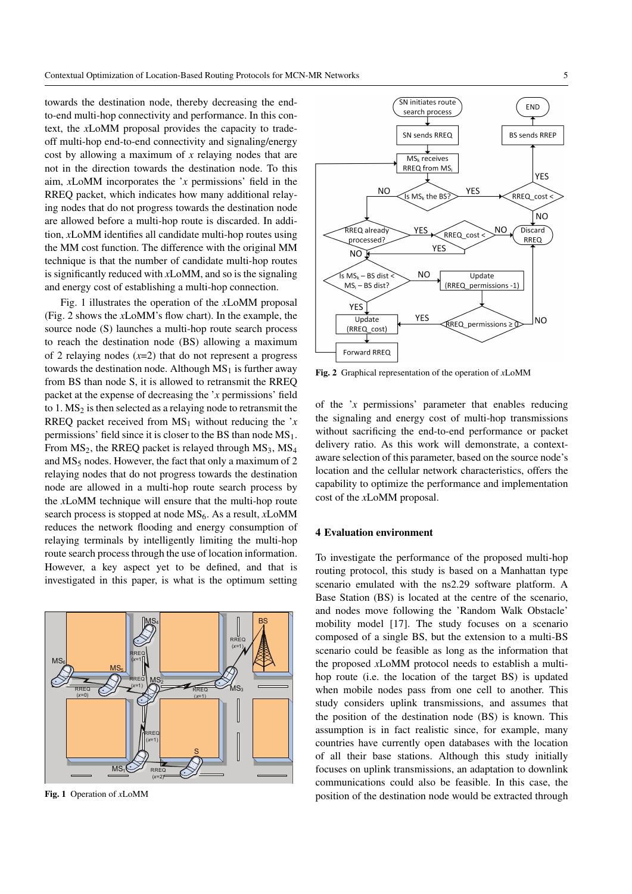towards the destination node, thereby decreasing the end-to-end multi-hop connectivity and performance. In this context, the *x*LoMM proposal provides the capacity to trade-off multi-hop end-to-end connectivity and signaling/energy cost by allowing a maximum of *x* relaying nodes that are not in the direction towards the destination node. To this aim, *x*LoMM incorporates the '*x* permissions' field in the RREQ packet, which indicates how many additional relaying nodes that do not progress towards the destination node are allowed before a multi-hop route is discarded. In addition, *x*LoMM identifies all candidate multi-hop routes using the MM cost function. The difference with the original MM technique is that the number of candidate multi-hop routes is significantly reduced with *x*LoMM, and so is the signaling and energy cost of establishing a multi-hop connection.

Fig. 1 illustrates the operation of the *x*LoMM proposal (Fig. 2 shows the *x*LoMM's flow chart). In the example, the source node (S) launches a multi-hop route search process to reach the destination node (BS) allowing a maximum of 2 relaying nodes ($x$=2) that do not represent a progress towards the destination node. Although $MS_1$ is further away from BS than node S, it is allowed to retransmit the RREQ packet at the expense of decreasing the '*x* permissions' field to 1. $MS_2$ is then selected as a relaying node to retransmit the RREQ packet received from $MS_1$ without reducing the '*x* permissions' field since it is closer to the BS than node $MS_1$. From $MS_2$, the RREQ packet is relayed through $MS_3$, $MS_4$ and $MS_5$ nodes. However, the fact that only a maximum of 2 relaying nodes that do not progress towards the destination node are allowed in a multi-hop route search process by the *x*LoMM technique will ensure that the multi-hop route search process is stopped at node $MS_6$. As a result, *x*LoMM reduces the network flooding and energy consumption of relaying terminals by intelligently limiting the multi-hop route search process through the use of location information. However, a key aspect yet to be defined, and that is investigated in this paper, is what is the optimum setting of the '*x* permissions' parameter that enables reducing the signaling and energy cost of multi-hop transmissions without sacrificing the end-to-end performance or packet delivery ratio. As this work will demonstrate, a context-aware selection of this parameter, based on the source node's location and the cellular network characteristics, offers the capability to optimize the performance and implementation cost of the *x*LoMM proposal.

**Fig. 1** Operation of *x*LoMM

**Fig. 2** Graphical representation of the operation of *x*LoMM

## 4 Evaluation environment

To investigate the performance of the proposed multi-hop routing protocol, this study is based on a Manhattan type scenario emulated with the ns2.29 software platform. A Base Station (BS) is located at the centre of the scenario, and nodes move following the 'Random Walk Obstacle' mobility model [17]. The study focuses on a scenario composed of a single BS, but the extension to a multi-BS scenario could be feasible as long as the information that the proposed *x*LoMM protocol needs to establish a multi-hop route (i.e. the location of the target BS) is updated when mobile nodes pass from one cell to another. This study considers uplink transmissions, and assumes that the position of the destination node (BS) is known. This assumption is in fact realistic since, for example, many countries have currently open databases with the location of all their base stations. Although this study initially focuses on uplink transmissions, an adaptation to downlink communications could also be feasible. In this case, the position of the destination node would be extracted through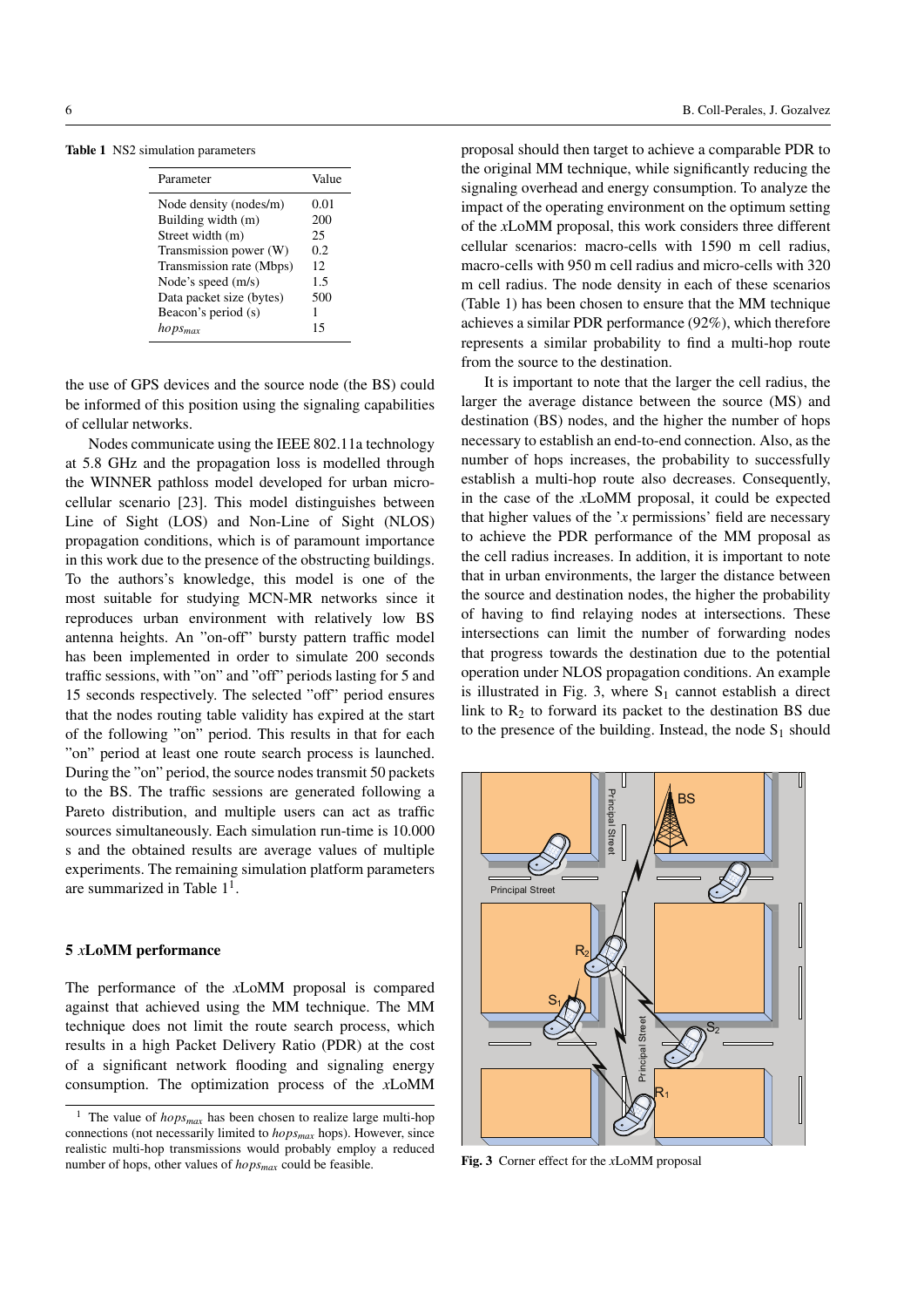**Table 1** NS2 simulation parameters

| Parameter | Value |
|---|---|
| Node density (nodes/m) | 0.01 |
| Building width (m) | 200 |
| Street width (m) | 25 |
| Transmission power (W) | 0.2 |
| Transmission rate (Mbps) | 12 |
| Node's speed (m/s) | 1.5 |
| Data packet size (bytes) | 500 |
| Beacon's period (s) | 1 |
| $hops_{max}$ | 15 |

the use of GPS devices and the source node (the BS) could be informed of this position using the signaling capabilities of cellular networks.

Nodes communicate using the IEEE 802.11a technology at 5.8 GHz and the propagation loss is modelled through the WINNER pathloss model developed for urban micro-cellular scenario [23]. This model distinguishes between Line of Sight (LOS) and Non-Line of Sight (NLOS) propagation conditions, which is of paramount importance in this work due to the presence of the obstructing buildings. To the authors's knowledge, this model is one of the most suitable for studying MCN-MR networks since it reproduces urban environment with relatively low BS antenna heights. An "on-off" bursty pattern traffic model has been implemented in order to simulate 200 seconds traffic sessions, with "on" and "off" periods lasting for 5 and 15 seconds respectively. The selected "off" period ensures that the nodes routing table validity has expired at the start of the following "on" period. This results in that for each "on" period at least one route search process is launched. During the "on" period, the source nodes transmit 50 packets to the BS. The traffic sessions are generated following a Pareto distribution, and multiple users can act as traffic sources simultaneously. Each simulation run-time is 10.000 s and the obtained results are average values of multiple experiments. The remaining simulation platform parameters are summarized in Table 1[1].

## 5 *x*LoMM performance

The performance of the *x*LoMM proposal is compared against that achieved using the MM technique. The MM technique does not limit the route search process, which results in a high Packet Delivery Ratio (PDR) at the cost of a significant network flooding and signaling energy consumption. The optimization process of the *x*LoMM proposal should then target to achieve a comparable PDR to the original MM technique, while significantly reducing the signaling overhead and energy consumption. To analyze the impact of the operating environment on the optimum setting of the *x*LoMM proposal, this work considers three different cellular scenarios: macro-cells with 1590 m cell radius, macro-cells with 950 m cell radius and micro-cells with 320 m cell radius. The node density in each of these scenarios (Table 1) has been chosen to ensure that the MM technique achieves a similar PDR performance (92%), which therefore represents a similar probability to find a multi-hop route from the source to the destination.

It is important to note that the larger the cell radius, the larger the average distance between the source (MS) and destination (BS) nodes, and the higher the number of hops necessary to establish an end-to-end connection. Also, as the number of hops increases, the probability to successfully establish a multi-hop route also decreases. Consequently, in the case of the *x*LoMM proposal, it could be expected that higher values of the '*x* permissions' field are necessary to achieve the PDR performance of the MM proposal as the cell radius increases. In addition, it is important to note that in urban environments, the larger the distance between the source and destination nodes, the higher the probability of having to find relaying nodes at intersections. These intersections can limit the number of forwarding nodes that progress towards the destination due to the potential operation under NLOS propagation conditions. An example is illustrated in Fig. 3, where $S_1$ cannot establish a direct link to $R_2$ to forward its packet to the destination BS due to the presence of the building. Instead, the node $S_1$ should

**Fig. 3** Corner effect for the *x*LoMM proposal

[1] The value of $hops_{max}$ has been chosen to realize large multi-hop connections (not necessarily limited to $hops_{max}$ hops). However, since realistic multi-hop transmissions would probably employ a reduced number of hops, other values of $hops_{max}$ could be feasible.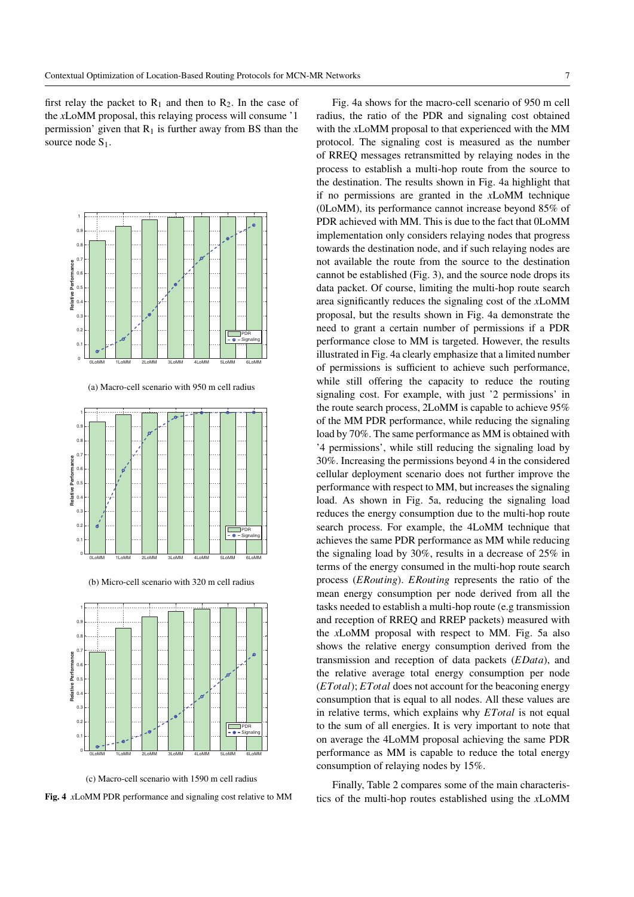first relay the packet to $R_1$ and then to $R_2$. In the case of the *x*LoMM proposal, this relaying process will consume '1 permission' given that $R_1$ is further away from BS than the source node $S_1$.

(a) Macro-cell scenario with 950 m cell radius

(b) Micro-cell scenario with 320 m cell radius

(c) Macro-cell scenario with 1590 m cell radius

**Fig. 4** *x*LoMM PDR performance and signaling cost relative to MM

Fig. 4a shows for the macro-cell scenario of 950 m cell radius, the ratio of the PDR and signaling cost obtained with the *x*LoMM proposal to that experienced with the MM protocol. The signaling cost is measured as the number of RREQ messages retransmitted by relaying nodes in the process to establish a multi-hop route from the source to the destination. The results shown in Fig. 4a highlight that if no permissions are granted in the *x*LoMM technique (0LoMM), its performance cannot increase beyond 85% of PDR achieved with MM. This is due to the fact that 0LoMM implementation only considers relaying nodes that progress towards the destination node, and if such relaying nodes are not available the route from the source to the destination cannot be established (Fig. 3), and the source node drops its data packet. Of course, limiting the multi-hop route search area significantly reduces the signaling cost of the *x*LoMM proposal, but the results shown in Fig. 4a demonstrate the need to grant a certain number of permissions if a PDR performance close to MM is targeted. However, the results illustrated in Fig. 4a clearly emphasize that a limited number of permissions is sufficient to achieve such performance, while still offering the capacity to reduce the routing signaling cost. For example, with just '2 permissions' in the route search process, 2LoMM is capable to achieve 95% of the MM PDR performance, while reducing the signaling load by 70%. The same performance as MM is obtained with '4 permissions', while still reducing the signaling load by 30%. Increasing the permissions beyond 4 in the considered cellular deployment scenario does not further improve the performance with respect to MM, but increases the signaling load. As shown in Fig. 5a, reducing the signaling load reduces the energy consumption due to the multi-hop route search process. For example, the 4LoMM technique that achieves the same PDR performance as MM while reducing the signaling load by 30%, results in a decrease of 25% in terms of the energy consumed in the multi-hop route search process (*ERouting*). *ERouting* represents the ratio of the mean energy consumption per node derived from all the tasks needed to establish a multi-hop route (e.g transmission and reception of RREQ and RREP packets) measured with the *x*LoMM proposal with respect to MM. Fig. 5a also shows the relative energy consumption derived from the transmission and reception of data packets (*EData*), and the relative average total energy consumption per node (*ETotal*); *ETotal* does not account for the beaconing energy consumption that is equal to all nodes. All these values are in relative terms, which explains why *ETotal* is not equal to the sum of all energies. It is very important to note that on average the 4LoMM proposal achieving the same PDR performance as MM is capable to reduce the total energy consumption of relaying nodes by 15%.

Finally, Table 2 compares some of the main characteristics of the multi-hop routes established using the *x*LoMM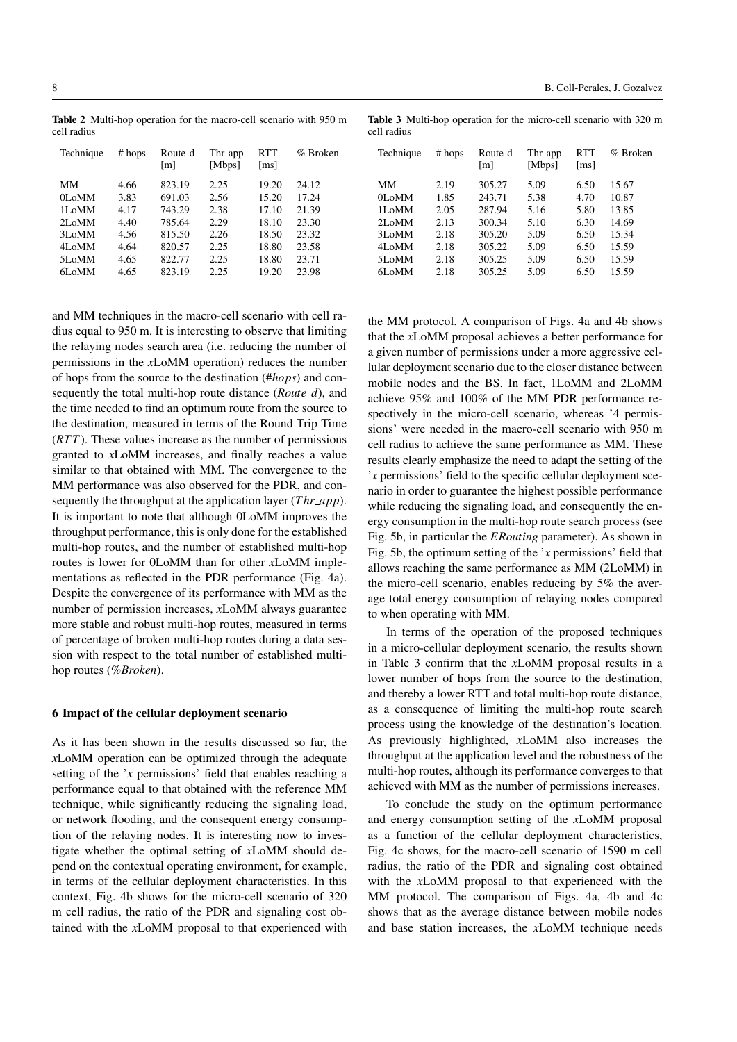**Table 2** Multi-hop operation for the macro-cell scenario with 950 m cell radius

| Technique | # hops | Route_d [m] | Thr_app [Mbps] | RTT [ms] | % Broken |
|---|---|---|---|---|---|
| MM | 4.66 | 823.19 | 2.25 | 19.20 | 24.12 |
| 0LoMM | 3.83 | 691.03 | 2.56 | 15.20 | 17.24 |
| 1LoMM | 4.17 | 743.29 | 2.38 | 17.10 | 21.39 |
| 2LoMM | 4.40 | 785.64 | 2.29 | 18.10 | 23.30 |
| 3LoMM | 4.56 | 815.50 | 2.26 | 18.50 | 23.32 |
| 4LoMM | 4.64 | 820.57 | 2.25 | 18.80 | 23.58 |
| 5LoMM | 4.65 | 822.77 | 2.25 | 18.80 | 23.71 |
| 6LoMM | 4.65 | 823.19 | 2.25 | 19.20 | 23.98 |

**Table 3** Multi-hop operation for the micro-cell scenario with 320 m cell radius

| Technique | # hops | Route_d [m] | Thr_app [Mbps] | RTT [ms] | % Broken |
|---|---|---|---|---|---|
| MM | 2.19 | 305.27 | 5.09 | 6.50 | 15.67 |
| 0LoMM | 1.85 | 243.71 | 5.38 | 4.70 | 10.87 |
| 1LoMM | 2.05 | 287.94 | 5.16 | 5.80 | 13.85 |
| 2LoMM | 2.13 | 300.34 | 5.10 | 6.30 | 14.69 |
| 3LoMM | 2.18 | 305.20 | 5.09 | 6.50 | 15.34 |
| 4LoMM | 2.18 | 305.22 | 5.09 | 6.50 | 15.59 |
| 5LoMM | 2.18 | 305.25 | 5.09 | 6.50 | 15.59 |
| 6LoMM | 2.18 | 305.25 | 5.09 | 6.50 | 15.59 |

and MM techniques in the macro-cell scenario with cell radius equal to 950 m. It is interesting to observe that limiting the relaying nodes search area (i.e. reducing the number of permissions in the *x*LoMM operation) reduces the number of hops from the source to the destination (*#hops*) and consequently the total multi-hop route distance (*Route_d*), and the time needed to find an optimum route from the source to the destination, measured in terms of the Round Trip Time ($RTT$). These values increase as the number of permissions granted to *x*LoMM increases, and finally reaches a value similar to that obtained with MM. The convergence to the MM performance was also observed for the PDR, and consequently the throughput at the application layer ($Thr\_app$). It is important to note that although 0LoMM improves the throughput performance, this is only done for the established multi-hop routes, and the number of established multi-hop routes is lower for 0LoMM than for other *x*LoMM implementations as reflected in the PDR performance (Fig. 4a). Despite the convergence of its performance with MM as the number of permission increases, *x*LoMM always guarantee more stable and robust multi-hop routes, measured in terms of percentage of broken multi-hop routes during a data session with respect to the total number of established multi-hop routes (*%Broken*).

## 6 Impact of the cellular deployment scenario

As it has been shown in the results discussed so far, the *x*LoMM operation can be optimized through the adequate setting of the '*x* permissions' field that enables reaching a performance equal to that obtained with the reference MM technique, while significantly reducing the signaling load, or network flooding, and the consequent energy consumption of the relaying nodes. It is interesting now to investigate whether the optimal setting of *x*LoMM should depend on the contextual operating environment, for example, in terms of the cellular deployment characteristics. In this context, Fig. 4b shows for the micro-cell scenario of 320 m cell radius, the ratio of the PDR and signaling cost obtained with the *x*LoMM proposal to that experienced with the MM protocol. A comparison of Figs. 4a and 4b shows that the *x*LoMM proposal achieves a better performance for a given number of permissions under a more aggressive cellular deployment scenario due to the closer distance between mobile nodes and the BS. In fact, 1LoMM and 2LoMM achieve 95% and 100% of the MM PDR performance respectively in the micro-cell scenario, whereas '4 permissions' were needed in the macro-cell scenario with 950 m cell radius to achieve the same performance as MM. These results clearly emphasize the need to adapt the setting of the '*x* permissions' field to the specific cellular deployment scenario in order to guarantee the highest possible performance while reducing the signaling load, and consequently the energy consumption in the multi-hop route search process (see Fig. 5b, in particular the *ERouting* parameter). As shown in Fig. 5b, the optimum setting of the '*x* permissions' field that allows reaching the same performance as MM (2LoMM) in the micro-cell scenario, enables reducing by 5% the average total energy consumption of relaying nodes compared to when operating with MM.

In terms of the operation of the proposed techniques in a micro-cellular deployment scenario, the results shown in Table 3 confirm that the *x*LoMM proposal results in a lower number of hops from the source to the destination, and thereby a lower RTT and total multi-hop route distance, as a consequence of limiting the multi-hop route search process using the knowledge of the destination's location. As previously highlighted, *x*LoMM also increases the throughput at the application level and the robustness of the multi-hop routes, although its performance converges to that achieved with MM as the number of permissions increases.

To conclude the study on the optimum performance and energy consumption setting of the *x*LoMM proposal as a function of the cellular deployment characteristics, Fig. 4c shows, for the macro-cell scenario of 1590 m cell radius, the ratio of the PDR and signaling cost obtained with the *x*LoMM proposal to that experienced with the MM protocol. The comparison of Figs. 4a, 4b and 4c shows that as the average distance between mobile nodes and base station increases, the *x*LoMM technique needs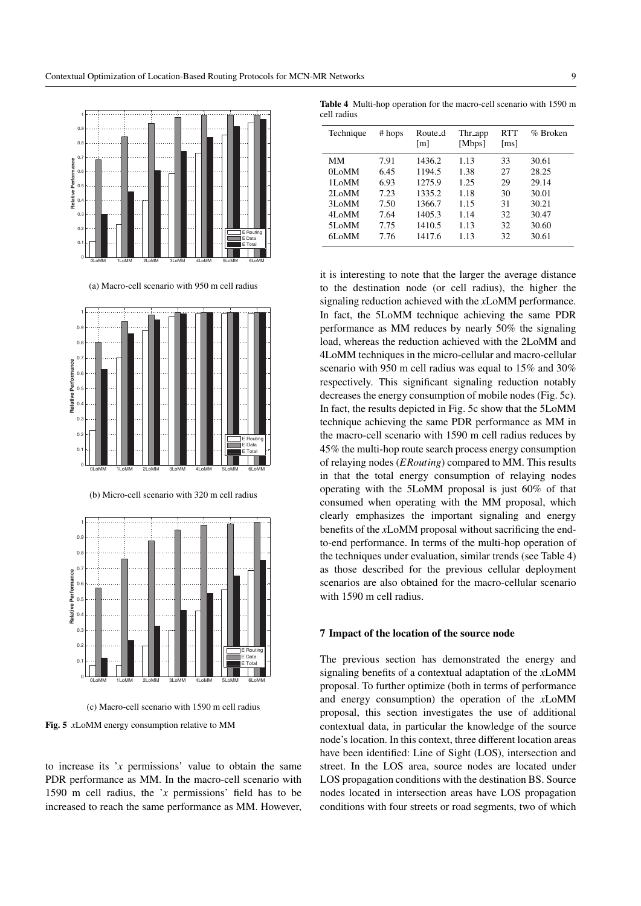(a) Macro-cell scenario with 950 m cell radius

(b) Micro-cell scenario with 320 m cell radius

(c) Macro-cell scenario with 1590 m cell radius

**Fig. 5** *x*LoMM energy consumption relative to MM

to increase its '*x* permissions' value to obtain the same PDR performance as MM. In the macro-cell scenario with 1590 m cell radius, the '*x* permissions' field has to be increased to reach the same performance as MM. However, it is interesting to note that the larger the average distance to the destination node (or cell radius), the higher the signaling reduction achieved with the *x*LoMM performance. In fact, the 5LoMM technique achieving the same PDR performance as MM reduces by nearly 50% the signaling load, whereas the reduction achieved with the 2LoMM and 4LoMM techniques in the micro-cellular and macro-cellular scenario with 950 m cell radius was equal to 15% and 30% respectively. This significant signaling reduction notably decreases the energy consumption of mobile nodes (Fig. 5c). In fact, the results depicted in Fig. 5c show that the 5LoMM technique achieving the same PDR performance as MM in the macro-cell scenario with 1590 m cell radius reduces by 45% the multi-hop route search process energy consumption of relaying nodes (*ERouting*) compared to MM. This results in that the total energy consumption of relaying nodes operating with the 5LoMM proposal is just 60% of that consumed when operating with the MM proposal, which clearly emphasizes the important signaling and energy benefits of the *x*LoMM proposal without sacrificing the end-to-end performance. In terms of the multi-hop operation of the techniques under evaluation, similar trends (see Table 4) as those described for the previous cellular deployment scenarios are also obtained for the macro-cellular scenario with 1590 m cell radius.

**Table 4** Multi-hop operation for the macro-cell scenario with 1590 m cell radius

| Technique | # hops | Route_d [m] | Thr_app [Mbps] | RTT [ms] | % Broken |
|---|---|---|---|---|---|
| MM | 7.91 | 1436.2 | 1.13 | 33 | 30.61 |
| 0LoMM | 6.45 | 1194.5 | 1.38 | 27 | 28.25 |
| 1LoMM | 6.93 | 1275.9 | 1.25 | 29 | 29.14 |
| 2LoMM | 7.23 | 1335.2 | 1.18 | 30 | 30.01 |
| 3LoMM | 7.50 | 1366.7 | 1.15 | 31 | 30.21 |
| 4LoMM | 7.64 | 1405.3 | 1.14 | 32 | 30.47 |
| 5LoMM | 7.75 | 1410.5 | 1.13 | 32 | 30.60 |
| 6LoMM | 7.76 | 1417.6 | 1.13 | 32 | 30.61 |

## 7 Impact of the location of the source node

The previous section has demonstrated the energy and signaling benefits of a contextual adaptation of the *x*LoMM proposal. To further optimize (both in terms of performance and energy consumption) the operation of the *x*LoMM proposal, this section investigates the use of additional contextual data, in particular the knowledge of the source node's location. In this context, three different location areas have been identified: Line of Sight (LOS), intersection and street. In the LOS area, source nodes are located under LOS propagation conditions with the destination BS. Source nodes located in intersection areas have LOS propagation conditions with four streets or road segments, two of which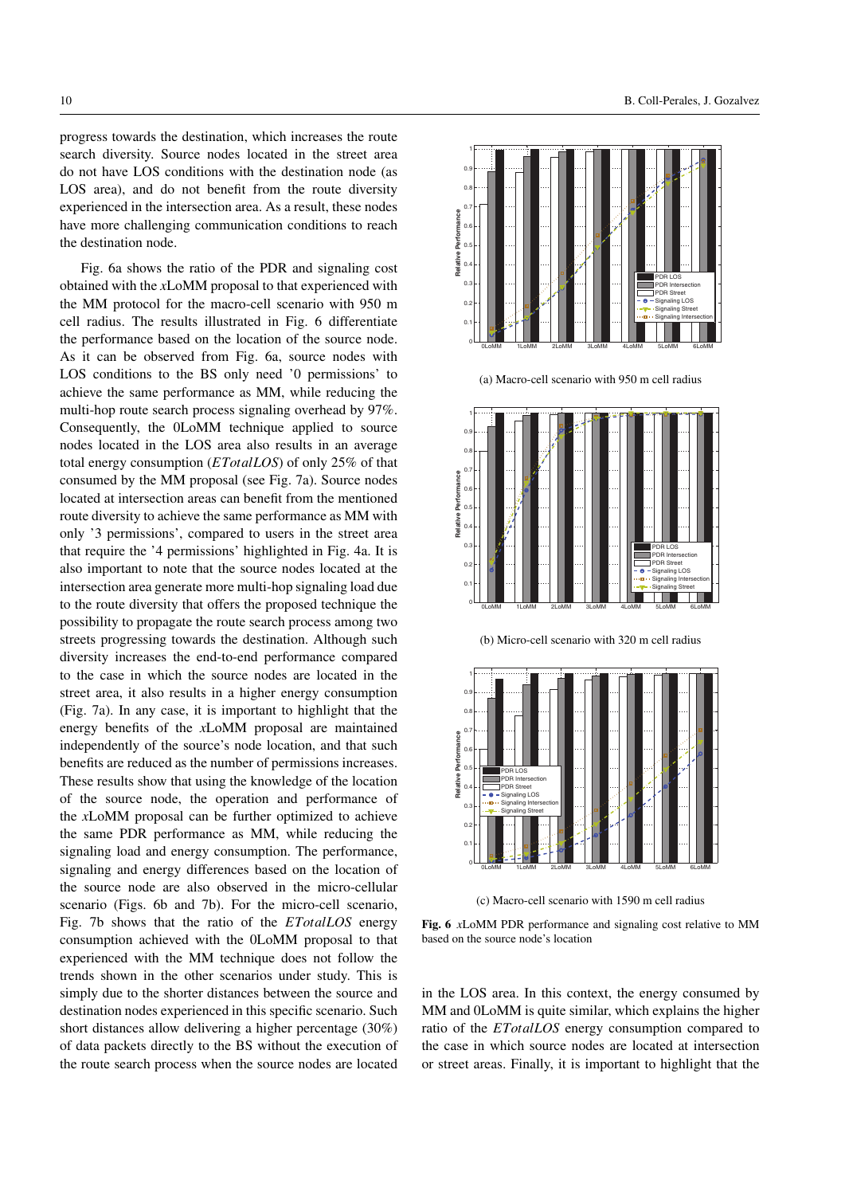progress towards the destination, which increases the route search diversity. Source nodes located in the street area do not have LOS conditions with the destination node (as LOS area), and do not benefit from the route diversity experienced in the intersection area. As a result, these nodes have more challenging communication conditions to reach the destination node.

Fig. 6a shows the ratio of the PDR and signaling cost obtained with the *x*LoMM proposal to that experienced with the MM protocol for the macro-cell scenario with 950 m cell radius. The results illustrated in Fig. 6 differentiate the performance based on the location of the source node. As it can be observed from Fig. 6a, source nodes with LOS conditions to the BS only need '0 permissions' to achieve the same performance as MM, while reducing the multi-hop route search process signaling overhead by 97%. Consequently, the 0LoMM technique applied to source nodes located in the LOS area also results in an average total energy consumption (*ETotalLOS*) of only 25% of that consumed by the MM proposal (see Fig. 7a). Source nodes located at intersection areas can benefit from the mentioned route diversity to achieve the same performance as MM with only '3 permissions', compared to users in the street area that require the '4 permissions' highlighted in Fig. 4a. It is also important to note that the source nodes located at the intersection area generate more multi-hop signaling load due to the route diversity that offers the proposed technique the possibility to propagate the route search process among two streets progressing towards the destination. Although such diversity increases the end-to-end performance compared to the case in which the source nodes are located in the street area, it also results in a higher energy consumption (Fig. 7a). In any case, it is important to highlight that the energy benefits of the *x*LoMM proposal are maintained independently of the source's node location, and that such benefits are reduced as the number of permissions increases. These results show that using the knowledge of the location of the source node, the operation and performance of the *x*LoMM proposal can be further optimized to achieve the same PDR performance as MM, while reducing the signaling load and energy consumption. The performance, signaling and energy differences based on the location of the source node are also observed in the micro-cellular scenario (Figs. 6b and 7b). For the micro-cell scenario, Fig. 7b shows that the ratio of the *ETotalLOS* energy consumption achieved with the 0LoMM proposal to that experienced with the MM technique does not follow the trends shown in the other scenarios under study. This is simply due to the shorter distances between the source and destination nodes experienced in this specific scenario. Such short distances allow delivering a higher percentage (30%) of data packets directly to the BS without the execution of the route search process when the source nodes are located in the LOS area. In this context, the energy consumed by MM and 0LoMM is quite similar, which explains the higher ratio of the *ETotalLOS* energy consumption compared to the case in which source nodes are located at intersection or street areas. Finally, it is important to highlight that the

(a) Macro-cell scenario with 950 m cell radius

(b) Micro-cell scenario with 320 m cell radius

(c) Macro-cell scenario with 1590 m cell radius

**Fig. 6** *x*LoMM PDR performance and signaling cost relative to MM based on the source node's location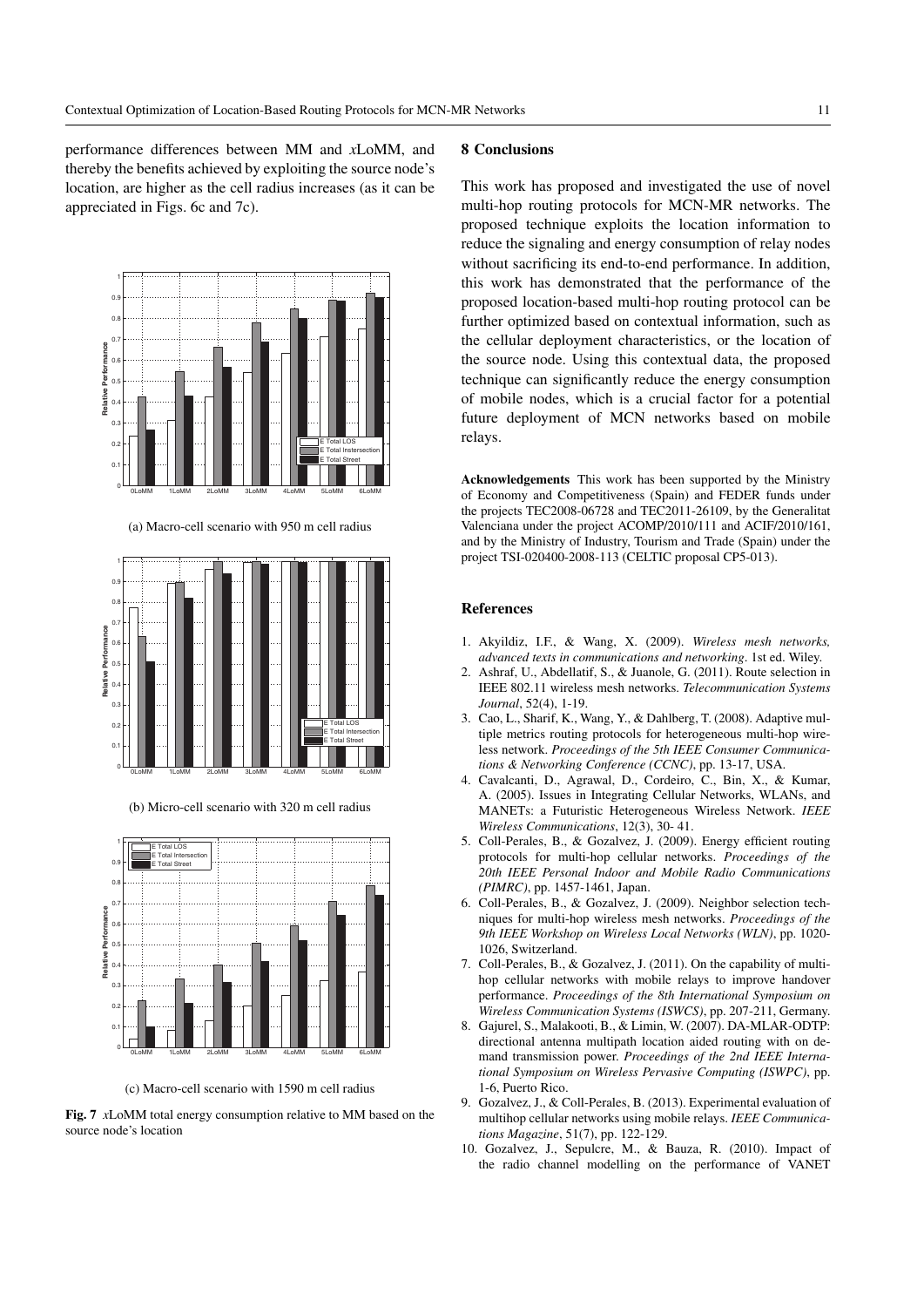performance differences between MM and *x*LoMM, and thereby the benefits achieved by exploiting the source node's location, are higher as the cell radius increases (as it can be appreciated in Figs. 6c and 7c).

(a) Macro-cell scenario with 950 m cell radius

(b) Micro-cell scenario with 320 m cell radius

(c) Macro-cell scenario with 1590 m cell radius

**Fig. 7** *x*LoMM total energy consumption relative to MM based on the source node's location

## 8 Conclusions

This work has proposed and investigated the use of novel multi-hop routing protocols for MCN-MR networks. The proposed technique exploits the location information to reduce the signaling and energy consumption of relay nodes without sacrificing its end-to-end performance. In addition, this work has demonstrated that the performance of the proposed location-based multi-hop routing protocol can be further optimized based on contextual information, such as the cellular deployment characteristics, or the location of the source node. Using this contextual data, the proposed technique can significantly reduce the energy consumption of mobile nodes, which is a crucial factor for a potential future deployment of MCN networks based on mobile relays.

**Acknowledgements** This work has been supported by the Ministry of Economy and Competitiveness (Spain) and FEDER funds under the projects TEC2008-06728 and TEC2011-26109, by the Generalitat Valenciana under the project ACOMP/2010/111 and ACIF/2010/161, and by the Ministry of Industry, Tourism and Trade (Spain) under the project TSI-020400-2008-113 (CELTIC proposal CP5-013).

## References

1. Akyildiz, I.F., & Wang, X. (2009). *Wireless mesh networks, advanced texts in communications and networking*. 1st ed. Wiley.
2. Ashraf, U., Abdellatif, S., & Juanole, G. (2011). Route selection in IEEE 802.11 wireless mesh networks. *Telecommunication Systems Journal*, 52(4), 1-19.
3. Cao, L., Sharif, K., Wang, Y., & Dahlberg, T. (2008). Adaptive multiple metrics routing protocols for heterogeneous multi-hop wireless network. *Proceedings of the 5th IEEE Consumer Communications & Networking Conference (CCNC)*, pp. 13-17, USA.
4. Cavalcanti, D., Agrawal, D., Cordeiro, C., Bin, X., & Kumar, A. (2005). Issues in Integrating Cellular Networks, WLANs, and MANETs: a Futuristic Heterogeneous Wireless Network. *IEEE Wireless Communications*, 12(3), 30- 41.
5. Coll-Perales, B., & Gozalvez, J. (2009). Energy efficient routing protocols for multi-hop cellular networks. *Proceedings of the 20th IEEE Personal Indoor and Mobile Radio Communications (PIMRC)*, pp. 1457-1461, Japan.
6. Coll-Perales, B., & Gozalvez, J. (2009). Neighbor selection techniques for multi-hop wireless mesh networks. *Proceedings of the 9th IEEE Workshop on Wireless Local Networks (WLN)*, pp. 1020-1026, Switzerland.
7. Coll-Perales, B., & Gozalvez, J. (2011). On the capability of multi-hop cellular networks with mobile relays to improve handover performance. *Proceedings of the 8th International Symposium on Wireless Communication Systems (ISWCS)*, pp. 207-211, Germany.
8. Gajurel, S., Malakooti, B., & Limin, W. (2007). DA-MLAR-ODTP: directional antenna multipath location aided routing with on demand transmission power. *Proceedings of the 2nd IEEE International Symposium on Wireless Pervasive Computing (ISWPC)*, pp. 1-6, Puerto Rico.
9. Gozalvez, J., & Coll-Perales, B. (2013). Experimental evaluation of multihop cellular networks using mobile relays. *IEEE Communications Magazine*, 51(7), pp. 122-129.
10. Gozalvez, J., Sepulcre, M., & Bauza, R. (2010). Impact of the radio channel modelling on the performance of VANET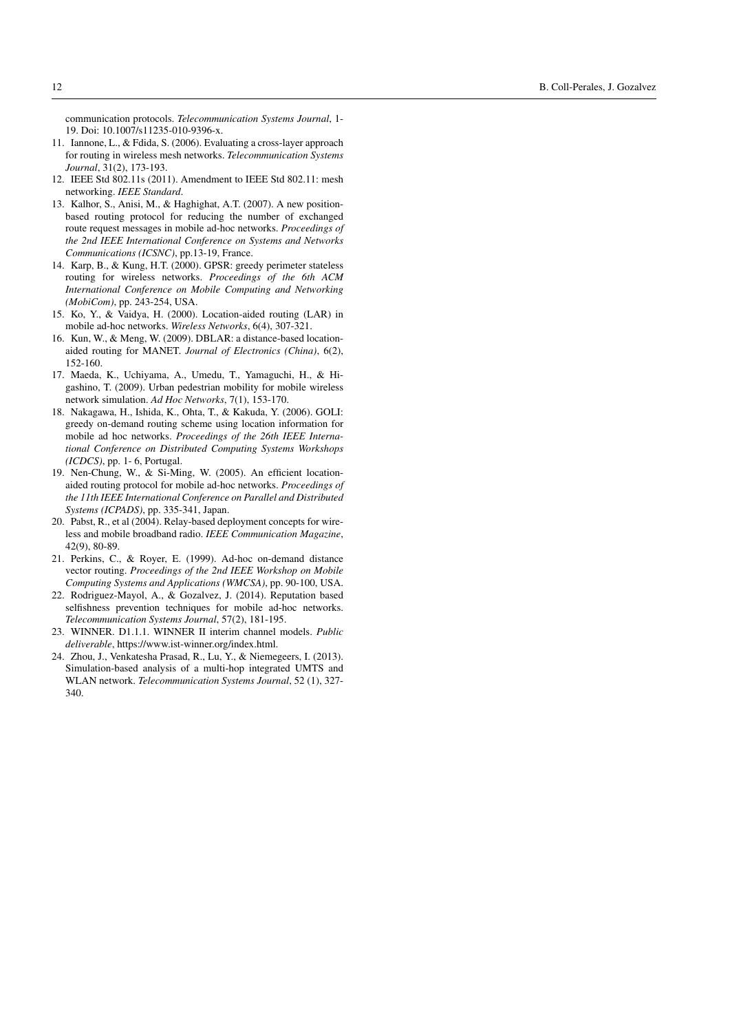communication protocols. *Telecommunication Systems Journal*, 1-19. Doi: 10.1007/s11235-010-9396-x.

11. Iannone, L., & Fdida, S. (2006). Evaluating a cross-layer approach for routing in wireless mesh networks. *Telecommunication Systems Journal*, 31(2), 173-193.
12. IEEE Std 802.11s (2011). Amendment to IEEE Std 802.11: mesh networking. *IEEE Standard*.
13. Kalhor, S., Anisi, M., & Haghighat, A.T. (2007). A new position-based routing protocol for reducing the number of exchanged route request messages in mobile ad-hoc networks. *Proceedings of the 2nd IEEE International Conference on Systems and Networks Communications (ICSNC)*, pp.13-19, France.
14. Karp, B., & Kung, H.T. (2000). GPSR: greedy perimeter stateless routing for wireless networks. *Proceedings of the 6th ACM International Conference on Mobile Computing and Networking (MobiCom)*, pp. 243-254, USA.
15. Ko, Y., & Vaidya, H. (2000). Location-aided routing (LAR) in mobile ad-hoc networks. *Wireless Networks*, 6(4), 307-321.
16. Kun, W., & Meng, W. (2009). DBLAR: a distance-based location-aided routing for MANET. *Journal of Electronics (China)*, 6(2), 152-160.
17. Maeda, K., Uchiyama, A., Umedu, T., Yamaguchi, H., & Higashino, T. (2009). Urban pedestrian mobility for mobile wireless network simulation. *Ad Hoc Networks*, 7(1), 153-170.
18. Nakagawa, H., Ishida, K., Ohta, T., & Kakuda, Y. (2006). GOLI: greedy on-demand routing scheme using location information for mobile ad hoc networks. *Proceedings of the 26th IEEE International Conference on Distributed Computing Systems Workshops (ICDCS)*, pp. 1- 6, Portugal.
19. Nen-Chung, W., & Si-Ming, W. (2005). An efficient location-aided routing protocol for mobile ad-hoc networks. *Proceedings of the 11th IEEE International Conference on Parallel and Distributed Systems (ICPADS)*, pp. 335-341, Japan.
20. Pabst, R., et al (2004). Relay-based deployment concepts for wireless and mobile broadband radio. *IEEE Communication Magazine*, 42(9), 80-89.
21. Perkins, C., & Royer, E. (1999). Ad-hoc on-demand distance vector routing. *Proceedings of the 2nd IEEE Workshop on Mobile Computing Systems and Applications (WMCSA)*, pp. 90-100, USA.
22. Rodriguez-Mayol, A., & Gozalvez, J. (2014). Reputation based selfishness prevention techniques for mobile ad-hoc networks. *Telecommunication Systems Journal*, 57(2), 181-195.
23. WINNER. D1.1.1. WINNER II interim channel models. *Public deliverable*, https://www.ist-winner.org/index.html.
24. Zhou, J., Venkatesha Prasad, R., Lu, Y., & Niemegeers, I. (2013). Simulation-based analysis of a multi-hop integrated UMTS and WLAN network. *Telecommunication Systems Journal*, 52 (1), 327-340.